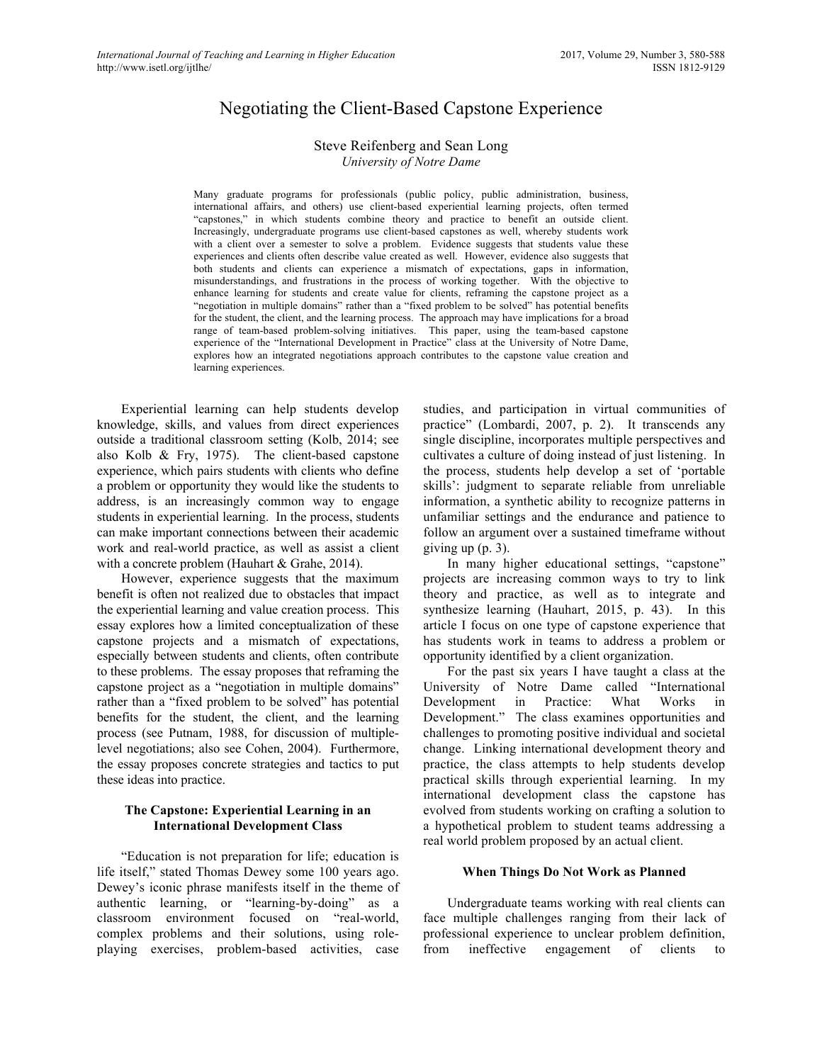# Negotiating the Client-Based Capstone Experience

Steve Reifenberg and Sean Long
*University of Notre Dame*

Many graduate programs for professionals (public policy, public administration, business, international affairs, and others) use client-based experiential learning projects, often termed "capstones," in which students combine theory and practice to benefit an outside client. Increasingly, undergraduate programs use client-based capstones as well, whereby students work with a client over a semester to solve a problem. Evidence suggests that students value these experiences and clients often describe value created as well. However, evidence also suggests that both students and clients can experience a mismatch of expectations, gaps in information, misunderstandings, and frustrations in the process of working together. With the objective to enhance learning for students and create value for clients, reframing the capstone project as a "negotiation in multiple domains" rather than a "fixed problem to be solved" has potential benefits for the student, the client, and the learning process. The approach may have implications for a broad range of team-based problem-solving initiatives. This paper, using the team-based capstone experience of the "International Development in Practice" class at the University of Notre Dame, explores how an integrated negotiations approach contributes to the capstone value creation and learning experiences.

Experiential learning can help students develop knowledge, skills, and values from direct experiences outside a traditional classroom setting (Kolb, 2014; see also Kolb & Fry, 1975). The client-based capstone experience, which pairs students with clients who define a problem or opportunity they would like the students to address, is an increasingly common way to engage students in experiential learning. In the process, students can make important connections between their academic work and real-world practice, as well as assist a client with a concrete problem (Hauhart & Grahe, 2014).

However, experience suggests that the maximum benefit is often not realized due to obstacles that impact the experiential learning and value creation process. This essay explores how a limited conceptualization of these capstone projects and a mismatch of expectations, especially between students and clients, often contribute to these problems. The essay proposes that reframing the capstone project as a "negotiation in multiple domains" rather than a "fixed problem to be solved" has potential benefits for the student, the client, and the learning process (see Putnam, 1988, for discussion of multiple-level negotiations; also see Cohen, 2004). Furthermore, the essay proposes concrete strategies and tactics to put these ideas into practice.

## The Capstone: Experiential Learning in an International Development Class

"Education is not preparation for life; education is life itself," stated Thomas Dewey some 100 years ago. Dewey's iconic phrase manifests itself in the theme of authentic learning, or "learning-by-doing" as a classroom environment focused on "real-world, complex problems and their solutions, using role-playing exercises, problem-based activities, case studies, and participation in virtual communities of practice" (Lombardi, 2007, p. 2). It transcends any single discipline, incorporates multiple perspectives and cultivates a culture of doing instead of just listening. In the process, students help develop a set of 'portable skills': judgment to separate reliable from unreliable information, a synthetic ability to recognize patterns in unfamiliar settings and the endurance and patience to follow an argument over a sustained timeframe without giving up (p. 3).

In many higher educational settings, "capstone" projects are increasing common ways to try to link theory and practice, as well as to integrate and synthesize learning (Hauhart, 2015, p. 43). In this article I focus on one type of capstone experience that has students work in teams to address a problem or opportunity identified by a client organization.

For the past six years I have taught a class at the University of Notre Dame called "International Development in Practice: What Works in Development." The class examines opportunities and challenges to promoting positive individual and societal change. Linking international development theory and practice, the class attempts to help students develop practical skills through experiential learning. In my international development class the capstone has evolved from students working on crafting a solution to a hypothetical problem to student teams addressing a real world problem proposed by an actual client.

## When Things Do Not Work as Planned

Undergraduate teams working with real clients can face multiple challenges ranging from their lack of professional experience to unclear problem definition, from ineffective engagement of clients to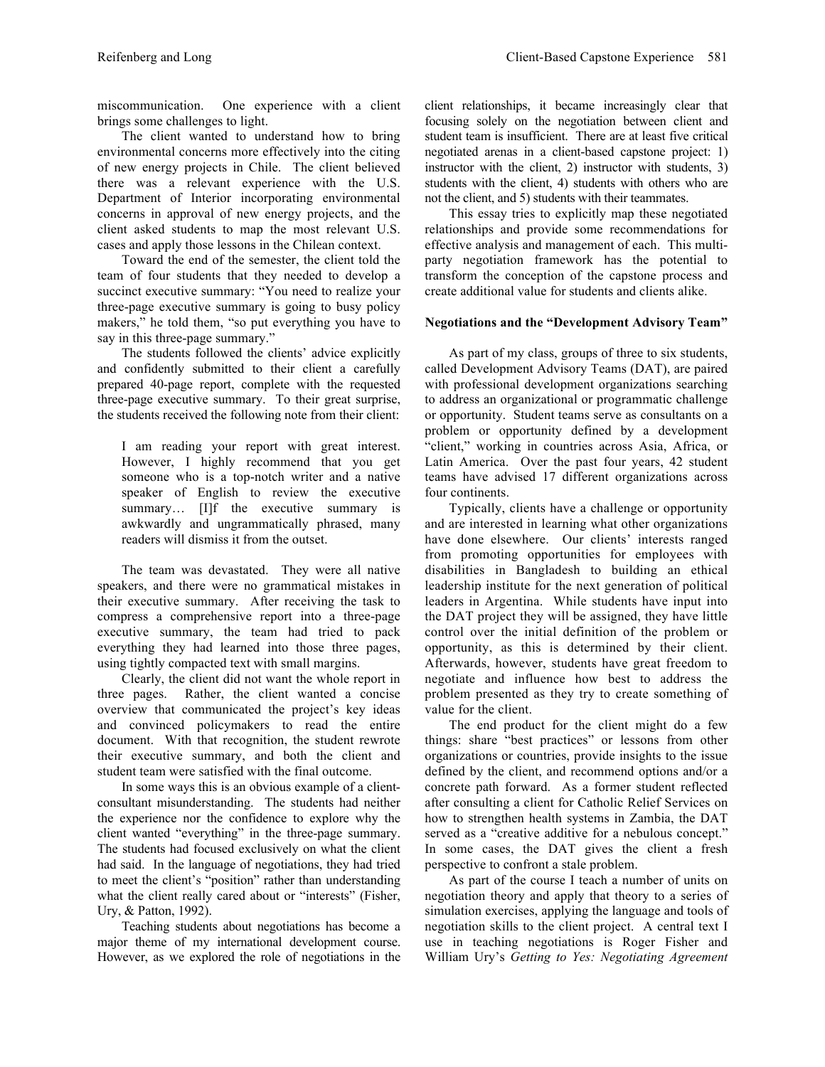miscommunication. One experience with a client brings some challenges to light.

The client wanted to understand how to bring environmental concerns more effectively into the citing of new energy projects in Chile. The client believed there was a relevant experience with the U.S. Department of Interior incorporating environmental concerns in approval of new energy projects, and the client asked students to map the most relevant U.S. cases and apply those lessons in the Chilean context.

Toward the end of the semester, the client told the team of four students that they needed to develop a succinct executive summary: "You need to realize your three-page executive summary is going to busy policy makers," he told them, "so put everything you have to say in this three-page summary."

The students followed the clients' advice explicitly and confidently submitted to their client a carefully prepared 40-page report, complete with the requested three-page executive summary. To their great surprise, the students received the following note from their client:

> I am reading your report with great interest. However, I highly recommend that you get someone who is a top-notch writer and a native speaker of English to review the executive summary… [I]f the executive summary is awkwardly and ungrammatically phrased, many readers will dismiss it from the outset.

The team was devastated. They were all native speakers, and there were no grammatical mistakes in their executive summary. After receiving the task to compress a comprehensive report into a three-page executive summary, the team had tried to pack everything they had learned into those three pages, using tightly compacted text with small margins.

Clearly, the client did not want the whole report in three pages. Rather, the client wanted a concise overview that communicated the project's key ideas and convinced policymakers to read the entire document. With that recognition, the student rewrote their executive summary, and both the client and student team were satisfied with the final outcome.

In some ways this is an obvious example of a client-consultant misunderstanding. The students had neither the experience nor the confidence to explore why the client wanted "everything" in the three-page summary. The students had focused exclusively on what the client had said. In the language of negotiations, they had tried to meet the client's "position" rather than understanding what the client really cared about or "interests" (Fisher, Ury, & Patton, 1992).

Teaching students about negotiations has become a major theme of my international development course. However, as we explored the role of negotiations in the client relationships, it became increasingly clear that focusing solely on the negotiation between client and student team is insufficient. There are at least five critical negotiated arenas in a client-based capstone project: 1) instructor with the client, 2) instructor with students, 3) students with the client, 4) students with others who are not the client, and 5) students with their teammates.

This essay tries to explicitly map these negotiated relationships and provide some recommendations for effective analysis and management of each. This multi-party negotiation framework has the potential to transform the conception of the capstone process and create additional value for students and clients alike.

## Negotiations and the "Development Advisory Team"

As part of my class, groups of three to six students, called Development Advisory Teams (DAT), are paired with professional development organizations searching to address an organizational or programmatic challenge or opportunity. Student teams serve as consultants on a problem or opportunity defined by a development "client," working in countries across Asia, Africa, or Latin America. Over the past four years, 42 student teams have advised 17 different organizations across four continents.

Typically, clients have a challenge or opportunity and are interested in learning what other organizations have done elsewhere. Our clients' interests ranged from promoting opportunities for employees with disabilities in Bangladesh to building an ethical leadership institute for the next generation of political leaders in Argentina. While students have input into the DAT project they will be assigned, they have little control over the initial definition of the problem or opportunity, as this is determined by their client. Afterwards, however, students have great freedom to negotiate and influence how best to address the problem presented as they try to create something of value for the client.

The end product for the client might do a few things: share "best practices" or lessons from other organizations or countries, provide insights to the issue defined by the client, and recommend options and/or a concrete path forward. As a former student reflected after consulting a client for Catholic Relief Services on how to strengthen health systems in Zambia, the DAT served as a "creative additive for a nebulous concept." In some cases, the DAT gives the client a fresh perspective to confront a stale problem.

As part of the course I teach a number of units on negotiation theory and apply that theory to a series of simulation exercises, applying the language and tools of negotiation skills to the client project. A central text I use in teaching negotiations is Roger Fisher and William Ury's *Getting to Yes: Negotiating Agreement*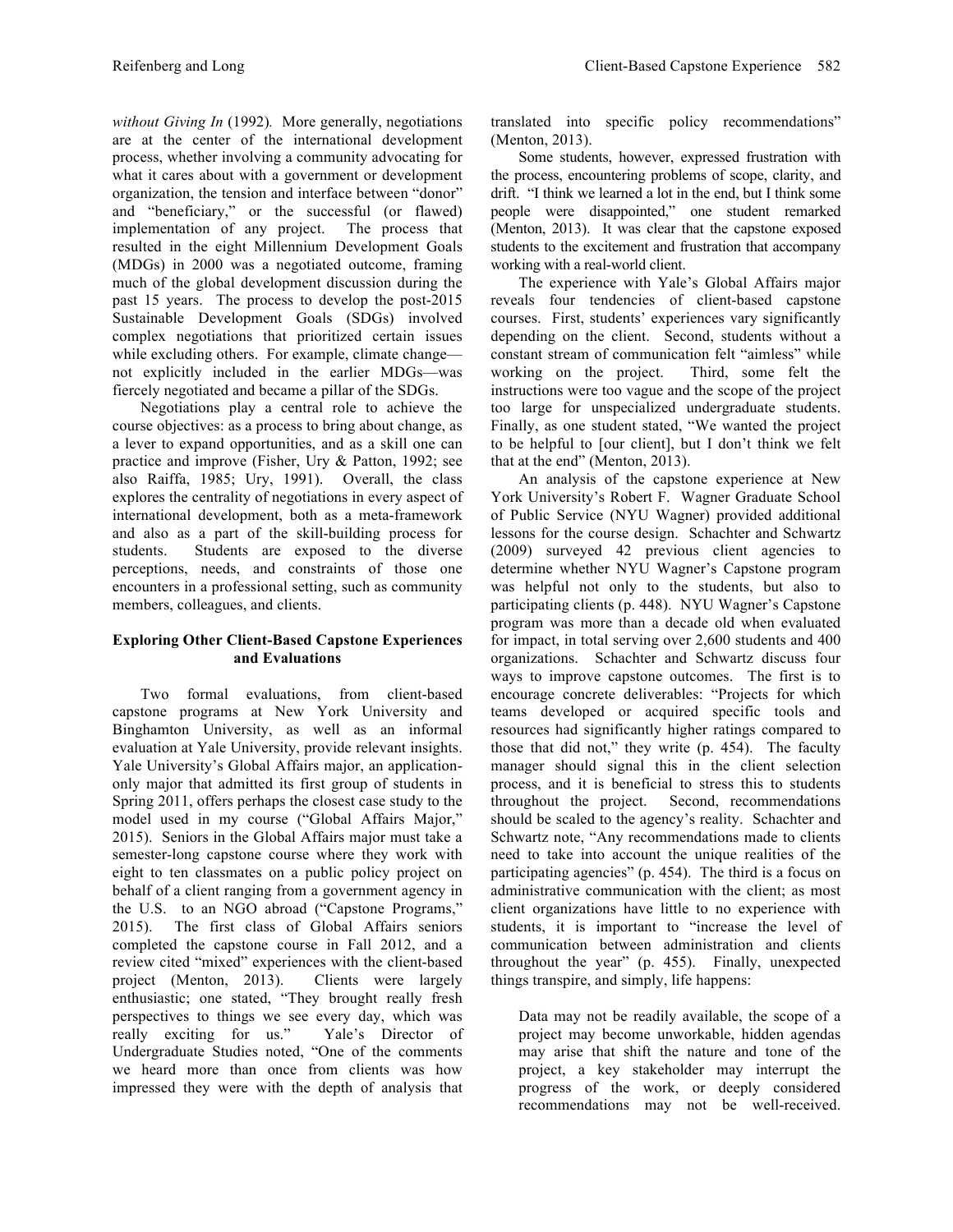*without Giving In* (1992). More generally, negotiations are at the center of the international development process, whether involving a community advocating for what it cares about with a government or development organization, the tension and interface between "donor" and "beneficiary," or the successful (or flawed) implementation of any project. The process that resulted in the eight Millennium Development Goals (MDGs) in 2000 was a negotiated outcome, framing much of the global development discussion during the past 15 years. The process to develop the post-2015 Sustainable Development Goals (SDGs) involved complex negotiations that prioritized certain issues while excluding others. For example, climate change—not explicitly included in the earlier MDGs—was fiercely negotiated and became a pillar of the SDGs.

Negotiations play a central role to achieve the course objectives: as a process to bring about change, as a lever to expand opportunities, and as a skill one can practice and improve (Fisher, Ury & Patton, 1992; see also Raiffa, 1985; Ury, 1991). Overall, the class explores the centrality of negotiations in every aspect of international development, both as a meta-framework and also as a part of the skill-building process for students. Students are exposed to the diverse perceptions, needs, and constraints of those one encounters in a professional setting, such as community members, colleagues, and clients.

## Exploring Other Client-Based Capstone Experiences and Evaluations

Two formal evaluations, from client-based capstone programs at New York University and Binghamton University, as well as an informal evaluation at Yale University, provide relevant insights. Yale University's Global Affairs major, an application-only major that admitted its first group of students in Spring 2011, offers perhaps the closest case study to the model used in my course ("Global Affairs Major," 2015). Seniors in the Global Affairs major must take a semester-long capstone course where they work with eight to ten classmates on a public policy project on behalf of a client ranging from a government agency in the U.S. to an NGO abroad ("Capstone Programs," 2015). The first class of Global Affairs seniors completed the capstone course in Fall 2012, and a review cited "mixed" experiences with the client-based project (Menton, 2013). Clients were largely enthusiastic; one stated, "They brought really fresh perspectives to things we see every day, which was really exciting for us." Yale's Director of Undergraduate Studies noted, "One of the comments we heard more than once from clients was how impressed they were with the depth of analysis that translated into specific policy recommendations" (Menton, 2013).

Some students, however, expressed frustration with the process, encountering problems of scope, clarity, and drift. "I think we learned a lot in the end, but I think some people were disappointed," one student remarked (Menton, 2013). It was clear that the capstone exposed students to the excitement and frustration that accompany working with a real-world client.

The experience with Yale's Global Affairs major reveals four tendencies of client-based capstone courses. First, students' experiences vary significantly depending on the client. Second, students without a constant stream of communication felt "aimless" while working on the project. Third, some felt the instructions were too vague and the scope of the project too large for unspecialized undergraduate students. Finally, as one student stated, "We wanted the project to be helpful to [our client], but I don't think we felt that at the end" (Menton, 2013).

An analysis of the capstone experience at New York University's Robert F. Wagner Graduate School of Public Service (NYU Wagner) provided additional lessons for the course design. Schachter and Schwartz (2009) surveyed 42 previous client agencies to determine whether NYU Wagner's Capstone program was helpful not only to the students, but also to participating clients (p. 448). NYU Wagner's Capstone program was more than a decade old when evaluated for impact, in total serving over 2,600 students and 400 organizations. Schachter and Schwartz discuss four ways to improve capstone outcomes. The first is to encourage concrete deliverables: "Projects for which teams developed or acquired specific tools and resources had significantly higher ratings compared to those that did not," they write (p. 454). The faculty manager should signal this in the client selection process, and it is beneficial to stress this to students throughout the project. Second, recommendations should be scaled to the agency's reality. Schachter and Schwartz note, "Any recommendations made to clients need to take into account the unique realities of the participating agencies" (p. 454). The third is a focus on administrative communication with the client; as most client organizations have little to no experience with students, it is important to "increase the level of communication between administration and clients throughout the year" (p. 455). Finally, unexpected things transpire, and simply, life happens:

> Data may not be readily available, the scope of a project may become unworkable, hidden agendas may arise that shift the nature and tone of the project, a key stakeholder may interrupt the progress of the work, or deeply considered recommendations may not be well-received.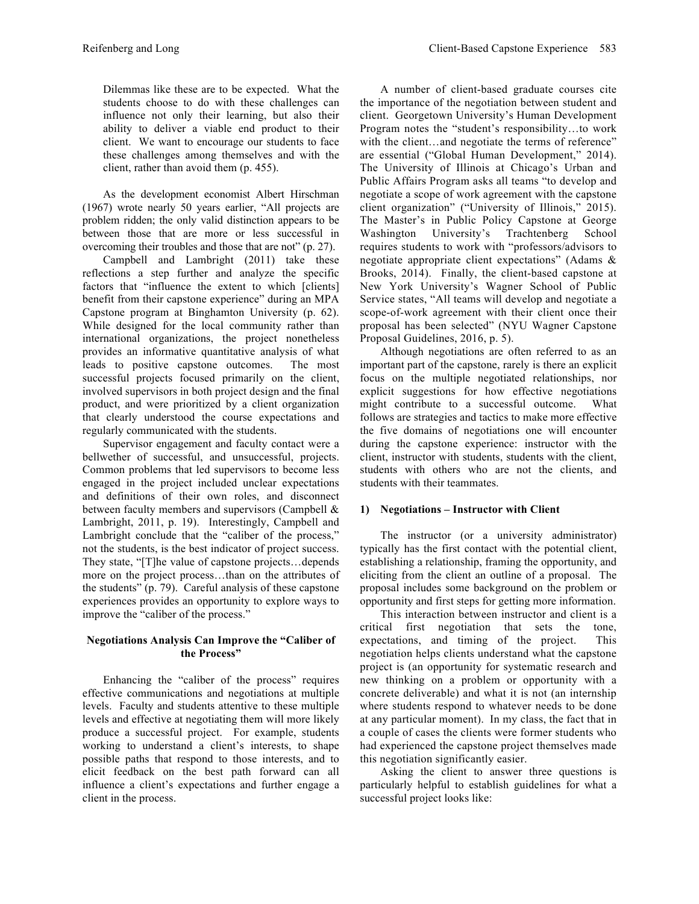> Dilemmas like these are to be expected. What the students choose to do with these challenges can influence not only their learning, but also their ability to deliver a viable end product to their client. We want to encourage our students to face these challenges among themselves and with the client, rather than avoid them (p. 455).

As the development economist Albert Hirschman (1967) wrote nearly 50 years earlier, "All projects are problem ridden; the only valid distinction appears to be between those that are more or less successful in overcoming their troubles and those that are not" (p. 27).

Campbell and Lambright (2011) take these reflections a step further and analyze the specific factors that "influence the extent to which [clients] benefit from their capstone experience" during an MPA Capstone program at Binghamton University (p. 62). While designed for the local community rather than international organizations, the project nonetheless provides an informative quantitative analysis of what leads to positive capstone outcomes. The most successful projects focused primarily on the client, involved supervisors in both project design and the final product, and were prioritized by a client organization that clearly understood the course expectations and regularly communicated with the students.

Supervisor engagement and faculty contact were a bellwether of successful, and unsuccessful, projects. Common problems that led supervisors to become less engaged in the project included unclear expectations and definitions of their own roles, and disconnect between faculty members and supervisors (Campbell & Lambright, 2011, p. 19). Interestingly, Campbell and Lambright conclude that the "caliber of the process," not the students, is the best indicator of project success. They state, "[T]he value of capstone projects…depends more on the project process…than on the attributes of the students" (p. 79). Careful analysis of these capstone experiences provides an opportunity to explore ways to improve the "caliber of the process."

## Negotiations Analysis Can Improve the "Caliber of the Process"

Enhancing the "caliber of the process" requires effective communications and negotiations at multiple levels. Faculty and students attentive to these multiple levels and effective at negotiating them will more likely produce a successful project. For example, students working to understand a client's interests, to shape possible paths that respond to those interests, and to elicit feedback on the best path forward can all influence a client's expectations and further engage a client in the process.

A number of client-based graduate courses cite the importance of the negotiation between student and client. Georgetown University's Human Development Program notes the "student's responsibility…to work with the client…and negotiate the terms of reference" are essential ("Global Human Development," 2014). The University of Illinois at Chicago's Urban and Public Affairs Program asks all teams "to develop and negotiate a scope of work agreement with the capstone client organization" ("University of Illinois," 2015). The Master's in Public Policy Capstone at George Washington University's Trachtenberg School requires students to work with "professors/advisors to negotiate appropriate client expectations" (Adams & Brooks, 2014). Finally, the client-based capstone at New York University's Wagner School of Public Service states, "All teams will develop and negotiate a scope-of-work agreement with their client once their proposal has been selected" (NYU Wagner Capstone Proposal Guidelines, 2016, p. 5).

Although negotiations are often referred to as an important part of the capstone, rarely is there an explicit focus on the multiple negotiated relationships, nor explicit suggestions for how effective negotiations might contribute to a successful outcome. What follows are strategies and tactics to make more effective the five domains of negotiations one will encounter during the capstone experience: instructor with the client, instructor with students, students with the client, students with others who are not the clients, and students with their teammates.

### 1) Negotiations – Instructor with Client

The instructor (or a university administrator) typically has the first contact with the potential client, establishing a relationship, framing the opportunity, and eliciting from the client an outline of a proposal. The proposal includes some background on the problem or opportunity and first steps for getting more information.

This interaction between instructor and client is a critical first negotiation that sets the tone, expectations, and timing of the project. This negotiation helps clients understand what the capstone project is (an opportunity for systematic research and new thinking on a problem or opportunity with a concrete deliverable) and what it is not (an internship where students respond to whatever needs to be done at any particular moment). In my class, the fact that in a couple of cases the clients were former students who had experienced the capstone project themselves made this negotiation significantly easier.

Asking the client to answer three questions is particularly helpful to establish guidelines for what a successful project looks like: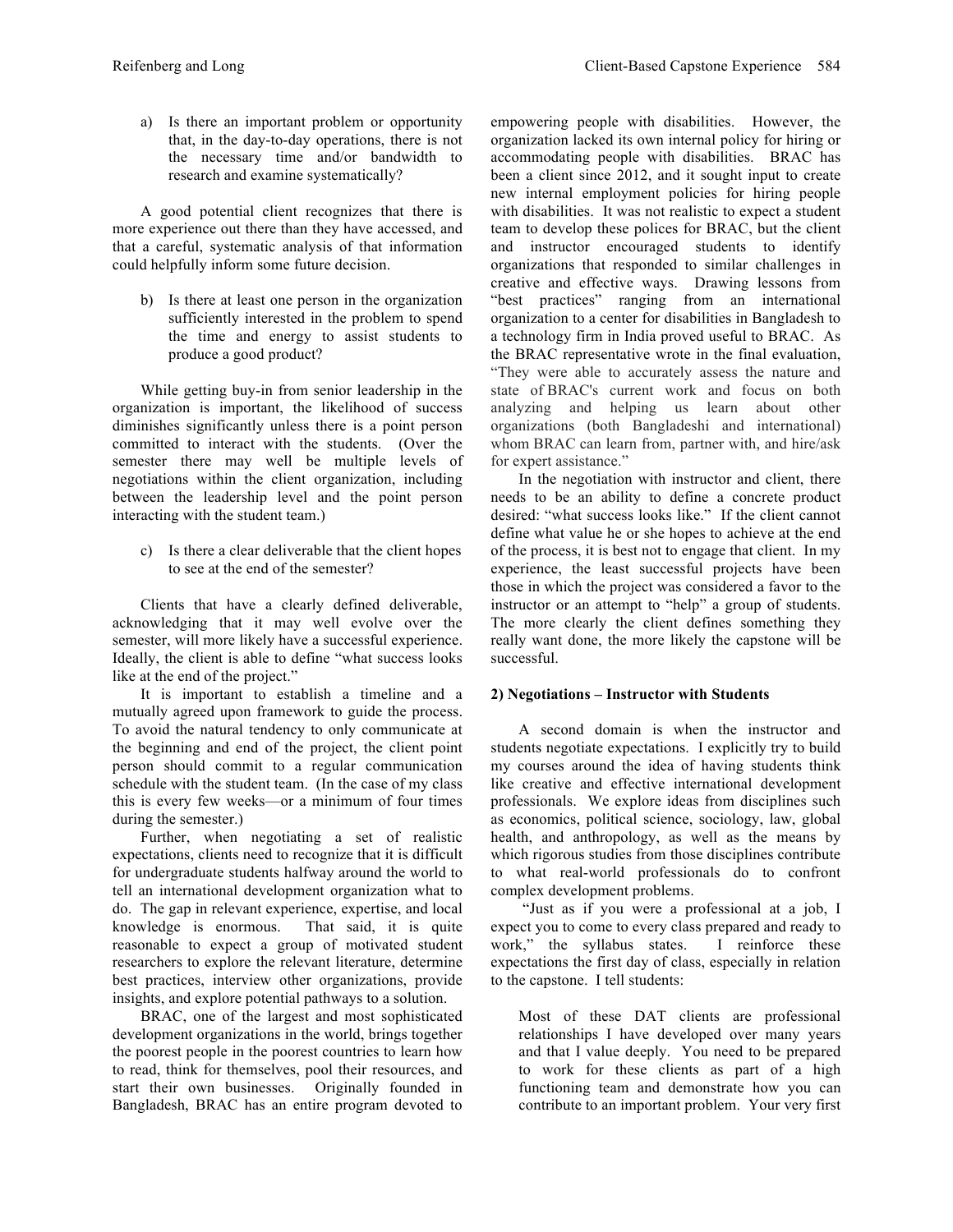a) Is there an important problem or opportunity that, in the day-to-day operations, there is not the necessary time and/or bandwidth to research and examine systematically?

A good potential client recognizes that there is more experience out there than they have accessed, and that a careful, systematic analysis of that information could helpfully inform some future decision.

b) Is there at least one person in the organization sufficiently interested in the problem to spend the time and energy to assist students to produce a good product?

While getting buy-in from senior leadership in the organization is important, the likelihood of success diminishes significantly unless there is a point person committed to interact with the students. (Over the semester there may well be multiple levels of negotiations within the client organization, including between the leadership level and the point person interacting with the student team.)

c) Is there a clear deliverable that the client hopes to see at the end of the semester?

Clients that have a clearly defined deliverable, acknowledging that it may well evolve over the semester, will more likely have a successful experience. Ideally, the client is able to define "what success looks like at the end of the project."

It is important to establish a timeline and a mutually agreed upon framework to guide the process. To avoid the natural tendency to only communicate at the beginning and end of the project, the client point person should commit to a regular communication schedule with the student team. (In the case of my class this is every few weeks—or a minimum of four times during the semester.)

Further, when negotiating a set of realistic expectations, clients need to recognize that it is difficult for undergraduate students halfway around the world to tell an international development organization what to do. The gap in relevant experience, expertise, and local knowledge is enormous. That said, it is quite reasonable to expect a group of motivated student researchers to explore the relevant literature, determine best practices, interview other organizations, provide insights, and explore potential pathways to a solution.

BRAC, one of the largest and most sophisticated development organizations in the world, brings together the poorest people in the poorest countries to learn how to read, think for themselves, pool their resources, and start their own businesses. Originally founded in Bangladesh, BRAC has an entire program devoted to empowering people with disabilities. However, the organization lacked its own internal policy for hiring or accommodating people with disabilities. BRAC has been a client since 2012, and it sought input to create new internal employment policies for hiring people with disabilities. It was not realistic to expect a student team to develop these polices for BRAC, but the client and instructor encouraged students to identify organizations that responded to similar challenges in creative and effective ways. Drawing lessons from "best practices" ranging from an international organization to a center for disabilities in Bangladesh to a technology firm in India proved useful to BRAC. As the BRAC representative wrote in the final evaluation, "They were able to accurately assess the nature and state of BRAC's current work and focus on both analyzing and helping us learn about other organizations (both Bangladeshi and international) whom BRAC can learn from, partner with, and hire/ask for expert assistance."

In the negotiation with instructor and client, there needs to be an ability to define a concrete product desired: "what success looks like." If the client cannot define what value he or she hopes to achieve at the end of the process, it is best not to engage that client. In my experience, the least successful projects have been those in which the project was considered a favor to the instructor or an attempt to "help" a group of students. The more clearly the client defines something they really want done, the more likely the capstone will be successful.

**2) Negotiations – Instructor with Students**

A second domain is when the instructor and students negotiate expectations. I explicitly try to build my courses around the idea of having students think like creative and effective international development professionals. We explore ideas from disciplines such as economics, political science, sociology, law, global health, and anthropology, as well as the means by which rigorous studies from those disciplines contribute to what real-world professionals do to confront complex development problems.

"Just as if you were a professional at a job, I expect you to come to every class prepared and ready to work," the syllabus states. I reinforce these expectations the first day of class, especially in relation to the capstone. I tell students:

> Most of these DAT clients are professional relationships I have developed over many years and that I value deeply. You need to be prepared to work for these clients as part of a high functioning team and demonstrate how you can contribute to an important problem. Your very first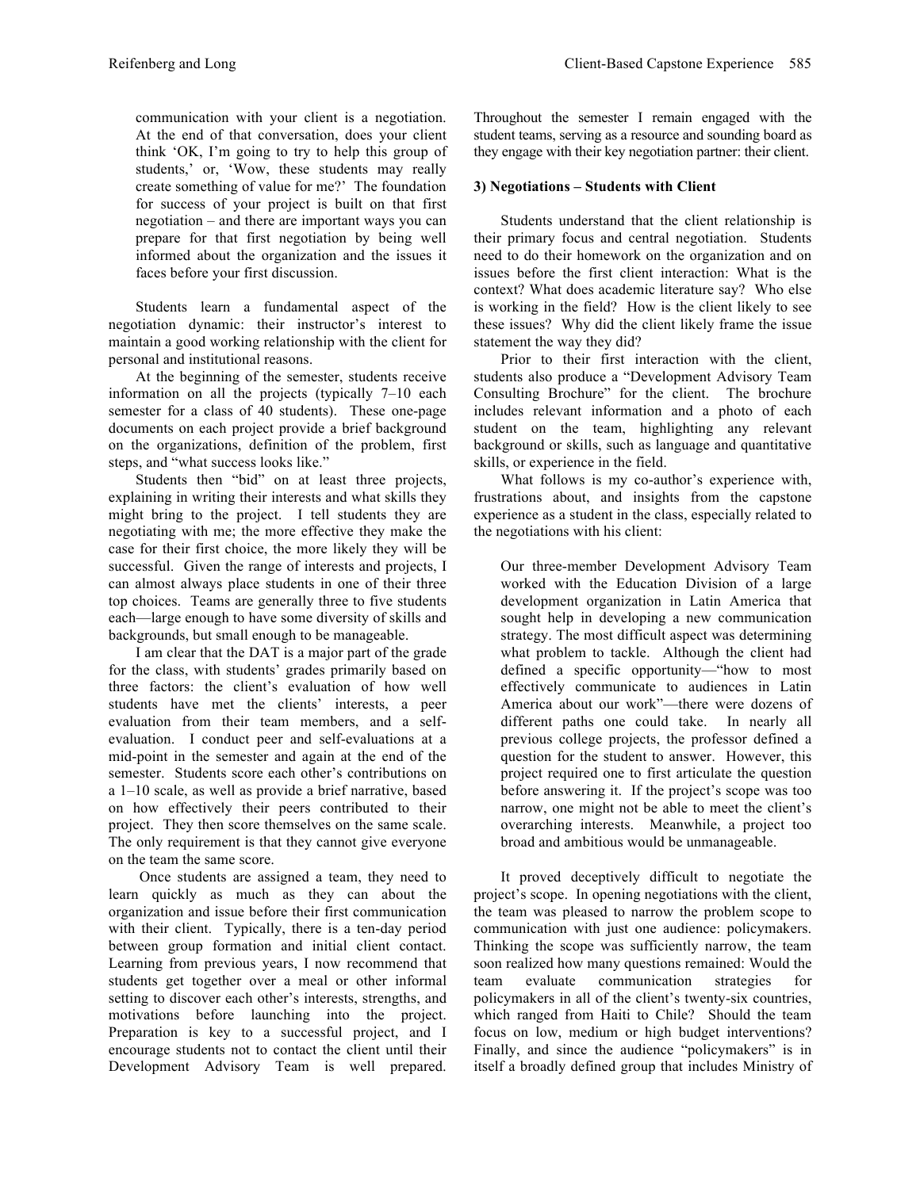communication with your client is a negotiation. At the end of that conversation, does your client think 'OK, I'm going to try to help this group of students,' or, 'Wow, these students may really create something of value for me?' The foundation for success of your project is built on that first negotiation – and there are important ways you can prepare for that first negotiation by being well informed about the organization and the issues it faces before your first discussion.

Students learn a fundamental aspect of the negotiation dynamic: their instructor's interest to maintain a good working relationship with the client for personal and institutional reasons.

At the beginning of the semester, students receive information on all the projects (typically 7–10 each semester for a class of 40 students). These one-page documents on each project provide a brief background on the organizations, definition of the problem, first steps, and "what success looks like."

Students then "bid" on at least three projects, explaining in writing their interests and what skills they might bring to the project. I tell students they are negotiating with me; the more effective they make the case for their first choice, the more likely they will be successful. Given the range of interests and projects, I can almost always place students in one of their three top choices. Teams are generally three to five students each—large enough to have some diversity of skills and backgrounds, but small enough to be manageable.

I am clear that the DAT is a major part of the grade for the class, with students' grades primarily based on three factors: the client's evaluation of how well students have met the clients' interests, a peer evaluation from their team members, and a self-evaluation. I conduct peer and self-evaluations at a mid-point in the semester and again at the end of the semester. Students score each other's contributions on a 1–10 scale, as well as provide a brief narrative, based on how effectively their peers contributed to their project. They then score themselves on the same scale. The only requirement is that they cannot give everyone on the team the same score.

Once students are assigned a team, they need to learn quickly as much as they can about the organization and issue before their first communication with their client. Typically, there is a ten-day period between group formation and initial client contact. Learning from previous years, I now recommend that students get together over a meal or other informal setting to discover each other's interests, strengths, and motivations before launching into the project. Preparation is key to a successful project, and I encourage students not to contact the client until their Development Advisory Team is well prepared. Throughout the semester I remain engaged with the student teams, serving as a resource and sounding board as they engage with their key negotiation partner: their client.

### 3) Negotiations – Students with Client

Students understand that the client relationship is their primary focus and central negotiation. Students need to do their homework on the organization and on issues before the first client interaction: What is the context? What does academic literature say? Who else is working in the field? How is the client likely to see these issues? Why did the client likely frame the issue statement the way they did?

Prior to their first interaction with the client, students also produce a "Development Advisory Team Consulting Brochure" for the client. The brochure includes relevant information and a photo of each student on the team, highlighting any relevant background or skills, such as language and quantitative skills, or experience in the field.

What follows is my co-author's experience with, frustrations about, and insights from the capstone experience as a student in the class, especially related to the negotiations with his client:

> Our three-member Development Advisory Team worked with the Education Division of a large development organization in Latin America that sought help in developing a new communication strategy. The most difficult aspect was determining what problem to tackle. Although the client had defined a specific opportunity—"how to most effectively communicate to audiences in Latin America about our work"—there were dozens of different paths one could take. In nearly all previous college projects, the professor defined a question for the student to answer. However, this project required one to first articulate the question before answering it. If the project's scope was too narrow, one might not be able to meet the client's overarching interests. Meanwhile, a project too broad and ambitious would be unmanageable.

It proved deceptively difficult to negotiate the project's scope. In opening negotiations with the client, the team was pleased to narrow the problem scope to communication with just one audience: policymakers. Thinking the scope was sufficiently narrow, the team soon realized how many questions remained: Would the team evaluate communication strategies for policymakers in all of the client's twenty-six countries, which ranged from Haiti to Chile? Should the team focus on low, medium or high budget interventions? Finally, and since the audience "policymakers" is in itself a broadly defined group that includes Ministry of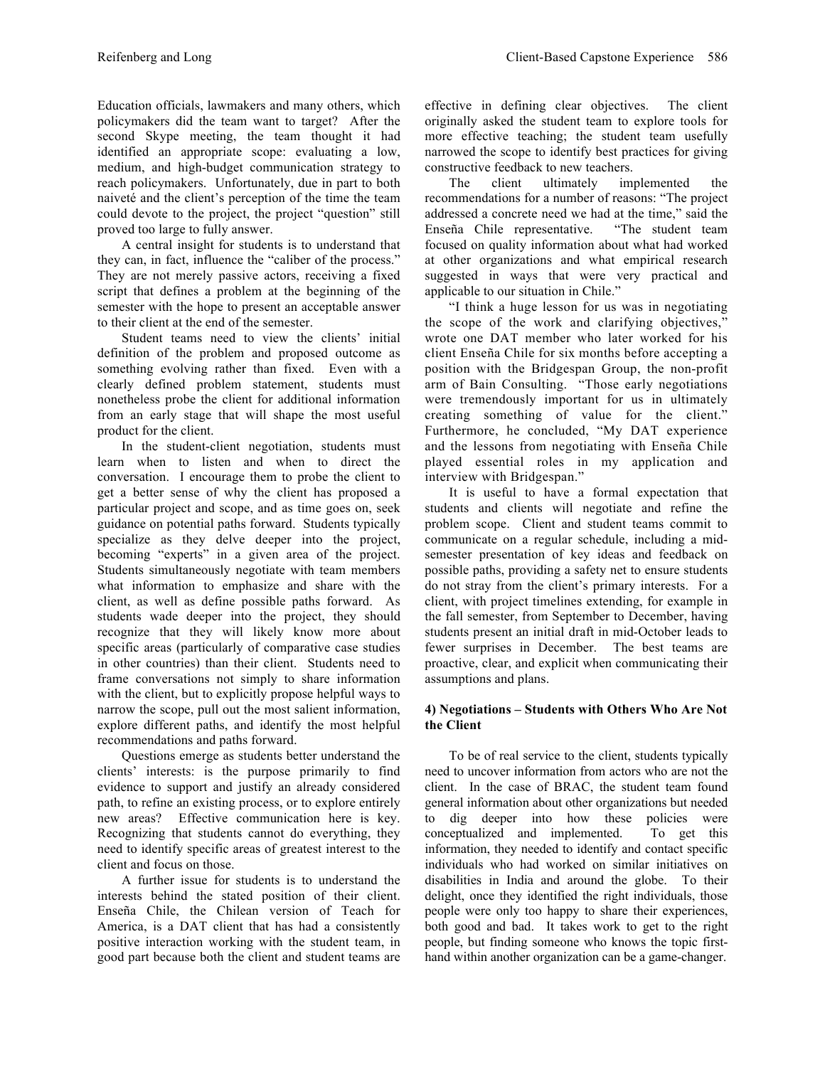Education officials, lawmakers and many others, which policymakers did the team want to target? After the second Skype meeting, the team thought it had identified an appropriate scope: evaluating a low, medium, and high-budget communication strategy to reach policymakers. Unfortunately, due in part to both naiveté and the client's perception of the time the team could devote to the project, the project "question" still proved too large to fully answer.

A central insight for students is to understand that they can, in fact, influence the "caliber of the process." They are not merely passive actors, receiving a fixed script that defines a problem at the beginning of the semester with the hope to present an acceptable answer to their client at the end of the semester.

Student teams need to view the clients' initial definition of the problem and proposed outcome as something evolving rather than fixed. Even with a clearly defined problem statement, students must nonetheless probe the client for additional information from an early stage that will shape the most useful product for the client.

In the student-client negotiation, students must learn when to listen and when to direct the conversation. I encourage them to probe the client to get a better sense of why the client has proposed a particular project and scope, and as time goes on, seek guidance on potential paths forward. Students typically specialize as they delve deeper into the project, becoming "experts" in a given area of the project. Students simultaneously negotiate with team members what information to emphasize and share with the client, as well as define possible paths forward. As students wade deeper into the project, they should recognize that they will likely know more about specific areas (particularly of comparative case studies in other countries) than their client. Students need to frame conversations not simply to share information with the client, but to explicitly propose helpful ways to narrow the scope, pull out the most salient information, explore different paths, and identify the most helpful recommendations and paths forward.

Questions emerge as students better understand the clients' interests: is the purpose primarily to find evidence to support and justify an already considered path, to refine an existing process, or to explore entirely new areas? Effective communication here is key. Recognizing that students cannot do everything, they need to identify specific areas of greatest interest to the client and focus on those.

A further issue for students is to understand the interests behind the stated position of their client. Enseña Chile, the Chilean version of Teach for America, is a DAT client that has had a consistently positive interaction working with the student team, in good part because both the client and student teams are effective in defining clear objectives. The client originally asked the student team to explore tools for more effective teaching; the student team usefully narrowed the scope to identify best practices for giving constructive feedback to new teachers.

The client ultimately implemented the recommendations for a number of reasons: "The project addressed a concrete need we had at the time," said the Enseña Chile representative. "The student team focused on quality information about what had worked at other organizations and what empirical research suggested in ways that were very practical and applicable to our situation in Chile."

"I think a huge lesson for us was in negotiating the scope of the work and clarifying objectives," wrote one DAT member who later worked for his client Enseña Chile for six months before accepting a position with the Bridgespan Group, the non-profit arm of Bain Consulting. "Those early negotiations were tremendously important for us in ultimately creating something of value for the client." Furthermore, he concluded, "My DAT experience and the lessons from negotiating with Enseña Chile played essential roles in my application and interview with Bridgespan."

It is useful to have a formal expectation that students and clients will negotiate and refine the problem scope. Client and student teams commit to communicate on a regular schedule, including a mid-semester presentation of key ideas and feedback on possible paths, providing a safety net to ensure students do not stray from the client's primary interests. For a client, with project timelines extending, for example in the fall semester, from September to December, having students present an initial draft in mid-October leads to fewer surprises in December. The best teams are proactive, clear, and explicit when communicating their assumptions and plans.

**4) Negotiations – Students with Others Who Are Not the Client**

To be of real service to the client, students typically need to uncover information from actors who are not the client. In the case of BRAC, the student team found general information about other organizations but needed to dig deeper into how these policies were conceptualized and implemented. To get this information, they needed to identify and contact specific individuals who had worked on similar initiatives on disabilities in India and around the globe. To their delight, once they identified the right individuals, those people were only too happy to share their experiences, both good and bad. It takes work to get to the right people, but finding someone who knows the topic first-hand within another organization can be a game-changer.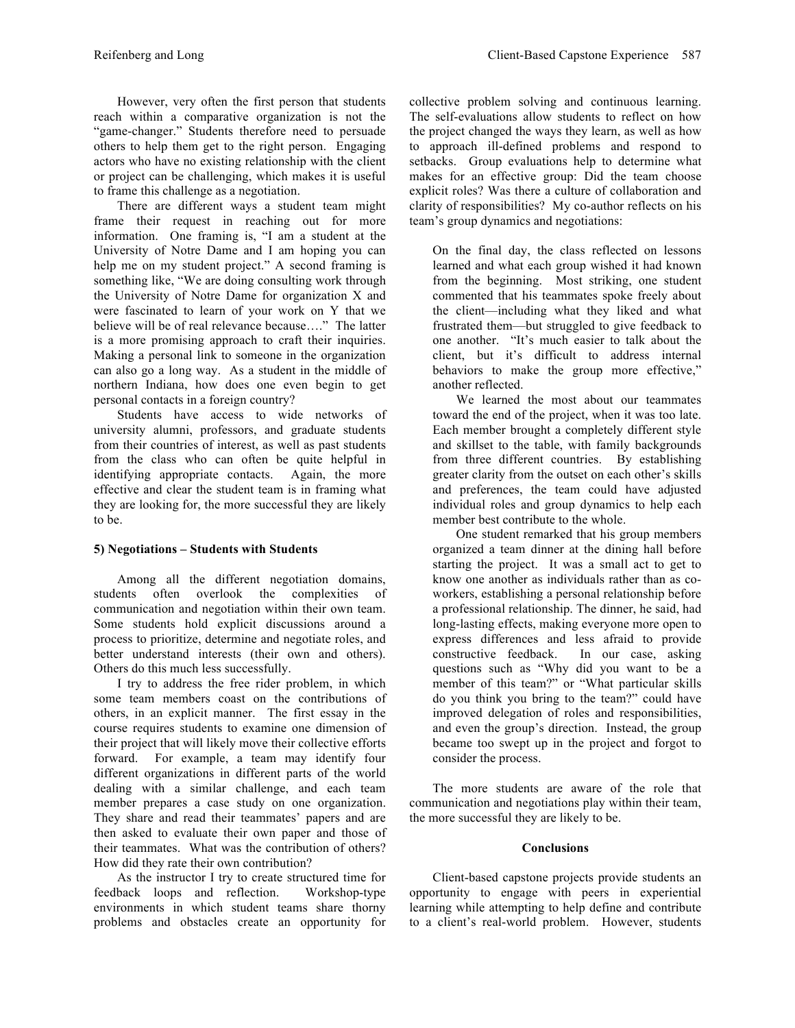However, very often the first person that students reach within a comparative organization is not the "game-changer." Students therefore need to persuade others to help them get to the right person. Engaging actors who have no existing relationship with the client or project can be challenging, which makes it is useful to frame this challenge as a negotiation.

There are different ways a student team might frame their request in reaching out for more information. One framing is, "I am a student at the University of Notre Dame and I am hoping you can help me on my student project." A second framing is something like, "We are doing consulting work through the University of Notre Dame for organization X and were fascinated to learn of your work on Y that we believe will be of real relevance because…." The latter is a more promising approach to craft their inquiries. Making a personal link to someone in the organization can also go a long way. As a student in the middle of northern Indiana, how does one even begin to get personal contacts in a foreign country?

Students have access to wide networks of university alumni, professors, and graduate students from their countries of interest, as well as past students from the class who can often be quite helpful in identifying appropriate contacts. Again, the more effective and clear the student team is in framing what they are looking for, the more successful they are likely to be.

**5) Negotiations – Students with Students**

Among all the different negotiation domains, students often overlook the complexities of communication and negotiation within their own team. Some students hold explicit discussions around a process to prioritize, determine and negotiate roles, and better understand interests (their own and others). Others do this much less successfully.

I try to address the free rider problem, in which some team members coast on the contributions of others, in an explicit manner. The first essay in the course requires students to examine one dimension of their project that will likely move their collective efforts forward. For example, a team may identify four different organizations in different parts of the world dealing with a similar challenge, and each team member prepares a case study on one organization. They share and read their teammates' papers and are then asked to evaluate their own paper and those of their teammates. What was the contribution of others? How did they rate their own contribution?

As the instructor I try to create structured time for feedback loops and reflection. Workshop-type environments in which student teams share thorny problems and obstacles create an opportunity for collective problem solving and continuous learning. The self-evaluations allow students to reflect on how the project changed the ways they learn, as well as how to approach ill-defined problems and respond to setbacks. Group evaluations help to determine what makes for an effective group: Did the team choose explicit roles? Was there a culture of collaboration and clarity of responsibilities? My co-author reflects on his team's group dynamics and negotiations:

> On the final day, the class reflected on lessons learned and what each group wished it had known from the beginning. Most striking, one student commented that his teammates spoke freely about the client—including what they liked and what frustrated them—but struggled to give feedback to one another. "It's much easier to talk about the client, but it's difficult to address internal behaviors to make the group more effective," another reflected.
>
> We learned the most about our teammates toward the end of the project, when it was too late. Each member brought a completely different style and skillset to the table, with family backgrounds from three different countries. By establishing greater clarity from the outset on each other's skills and preferences, the team could have adjusted individual roles and group dynamics to help each member best contribute to the whole.
>
> One student remarked that his group members organized a team dinner at the dining hall before starting the project. It was a small act to get to know one another as individuals rather than as co-workers, establishing a personal relationship before a professional relationship. The dinner, he said, had long-lasting effects, making everyone more open to express differences and less afraid to provide constructive feedback. In our case, asking questions such as "Why did you want to be a member of this team?" or "What particular skills do you think you bring to the team?" could have improved delegation of roles and responsibilities, and even the group's direction. Instead, the group became too swept up in the project and forgot to consider the process.

The more students are aware of the role that communication and negotiations play within their team, the more successful they are likely to be.

## Conclusions

Client-based capstone projects provide students an opportunity to engage with peers in experiential learning while attempting to help define and contribute to a client's real-world problem. However, students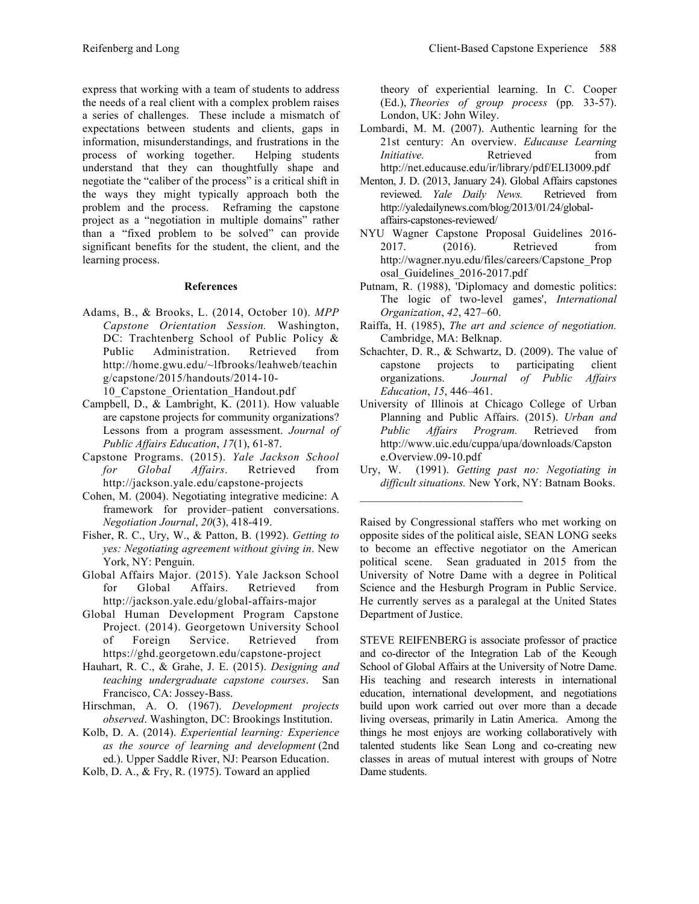express that working with a team of students to address the needs of a real client with a complex problem raises a series of challenges. These include a mismatch of expectations between students and clients, gaps in information, misunderstandings, and frustrations in the process of working together. Helping students understand that they can thoughtfully shape and negotiate the "caliber of the process" is a critical shift in the ways they might typically approach both the problem and the process. Reframing the capstone project as a "negotiation in multiple domains" rather than a "fixed problem to be solved" can provide significant benefits for the student, the client, and the learning process.

## References

Adams, B., & Brooks, L. (2014, October 10). *MPP Capstone Orientation Session.* Washington, DC: Trachtenberg School of Public Policy & Public Administration. Retrieved from http://home.gwu.edu/~lfbrooks/leahweb/teaching/capstone/2015/handouts/2014-10-10_Capstone_Orientation_Handout.pdf

Campbell, D., & Lambright, K. (2011). How valuable are capstone projects for community organizations? Lessons from a program assessment. *Journal of Public Affairs Education*, *17*(1), 61-87.

Capstone Programs. (2015). *Yale Jackson School for Global Affairs*. Retrieved from http://jackson.yale.edu/capstone-projects

Cohen, M. (2004). Negotiating integrative medicine: A framework for provider–patient conversations. *Negotiation Journal*, *20*(3), 418-419.

Fisher, R. C., Ury, W., & Patton, B. (1992). *Getting to yes: Negotiating agreement without giving in*. New York, NY: Penguin.

Global Affairs Major. (2015). Yale Jackson School for Global Affairs. Retrieved from http://jackson.yale.edu/global-affairs-major

Global Human Development Program Capstone Project. (2014). Georgetown University School of Foreign Service. Retrieved from https://ghd.georgetown.edu/capstone-project

Hauhart, R. C., & Grahe, J. E. (2015). *Designing and teaching undergraduate capstone courses*. San Francisco, CA: Jossey-Bass.

Hirschman, A. O. (1967). *Development projects observed*. Washington, DC: Brookings Institution.

Kolb, D. A. (2014). *Experiential learning: Experience as the source of learning and development* (2nd ed.). Upper Saddle River, NJ: Pearson Education.

Kolb, D. A., & Fry, R. (1975). Toward an applied theory of experiential learning. In C. Cooper (Ed.), *Theories of group process* (pp. 33-57). London, UK: John Wiley.

Lombardi, M. M. (2007). Authentic learning for the 21st century: An overview. *Educause Learning Initiative.* Retrieved from http://net.educause.edu/ir/library/pdf/ELI3009.pdf

Menton, J. D. (2013, January 24). Global Affairs capstones reviewed. *Yale Daily News.* Retrieved from http://yaledailynews.com/blog/2013/01/24/global-affairs-capstones-reviewed/

NYU Wagner Capstone Proposal Guidelines 2016-2017. (2016). Retrieved from http://wagner.nyu.edu/files/careers/Capstone_Proposal_Guidelines_2016-2017.pdf

Putnam, R. (1988), 'Diplomacy and domestic politics: The logic of two-level games', *International Organization*, *42*, 427–60.

Raiffa, H. (1985), *The art and science of negotiation.* Cambridge, MA: Belknap.

Schachter, D. R., & Schwartz, D. (2009). The value of capstone projects to participating client organizations. *Journal of Public Affairs Education*, *15*, 446–461.

University of Illinois at Chicago College of Urban Planning and Public Affairs. (2015). *Urban and Public Affairs Program.* Retrieved from http://www.uic.edu/cuppa/upa/downloads/Capstone.Overview.09-10.pdf

Ury, W. (1991). *Getting past no: Negotiating in difficult situations.* New York, NY: Batnam Books.

---

Raised by Congressional staffers who met working on opposite sides of the political aisle, SEAN LONG seeks to become an effective negotiator on the American political scene. Sean graduated in 2015 from the University of Notre Dame with a degree in Political Science and the Hesburgh Program in Public Service. He currently serves as a paralegal at the United States Department of Justice.

STEVE REIFENBERG is associate professor of practice and co-director of the Integration Lab of the Keough School of Global Affairs at the University of Notre Dame. His teaching and research interests in international education, international development, and negotiations build upon work carried out over more than a decade living overseas, primarily in Latin America. Among the things he most enjoys are working collaboratively with talented students like Sean Long and co-creating new classes in areas of mutual interest with groups of Notre Dame students.